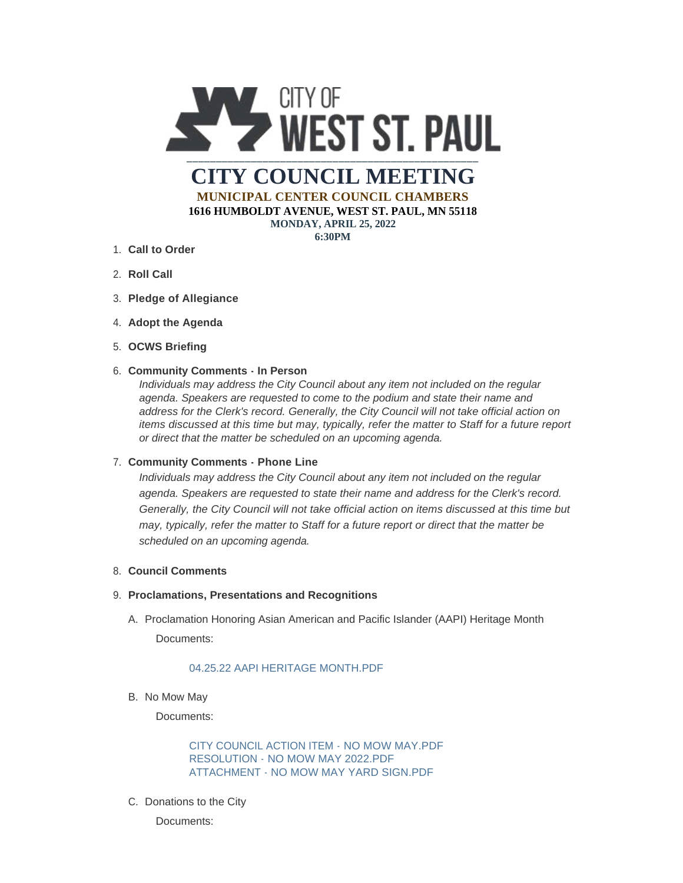CITY OF WEST ST. PAUL

# CITY COUNCIL MEETING

**MUNICIPAL CENTER COUNCIL CHAMBERS**

**1616 HUMBOLDT AVENUE, WEST ST. PAUL, MN 55118**

**MONDAY, APRIL 25, 2022**

**6:30PM**

1. **Call to Order**
2. **Roll Call**
3. **Pledge of Allegiance**
4. **Adopt the Agenda**
5. **OCWS Briefing**
6. **Community Comments - In Person**

   *Individuals may address the City Council about any item not included on the regular agenda. Speakers are requested to come to the podium and state their name and address for the Clerk's record. Generally, the City Council will not take official action on items discussed at this time but may, typically, refer the matter to Staff for a future report or direct that the matter be scheduled on an upcoming agenda.*

7. **Community Comments - Phone Line**

   *Individuals may address the City Council about any item not included on the regular agenda. Speakers are requested to state their name and address for the Clerk's record. Generally, the City Council will not take official action on items discussed at this time but may, typically, refer the matter to Staff for a future report or direct that the matter be scheduled on an upcoming agenda.*

8. **Council Comments**
9. **Proclamations, Presentations and Recognitions**

   A. Proclamation Honoring Asian American and Pacific Islander (AAPI) Heritage Month

      Documents:

      04.25.22 AAPI HERITAGE MONTH.PDF

   B. No Mow May

      Documents:

      CITY COUNCIL ACTION ITEM - NO MOW MAY.PDF
      RESOLUTION - NO MOW MAY 2022.PDF
      ATTACHMENT - NO MOW MAY YARD SIGN.PDF

   C. Donations to the City

      Documents: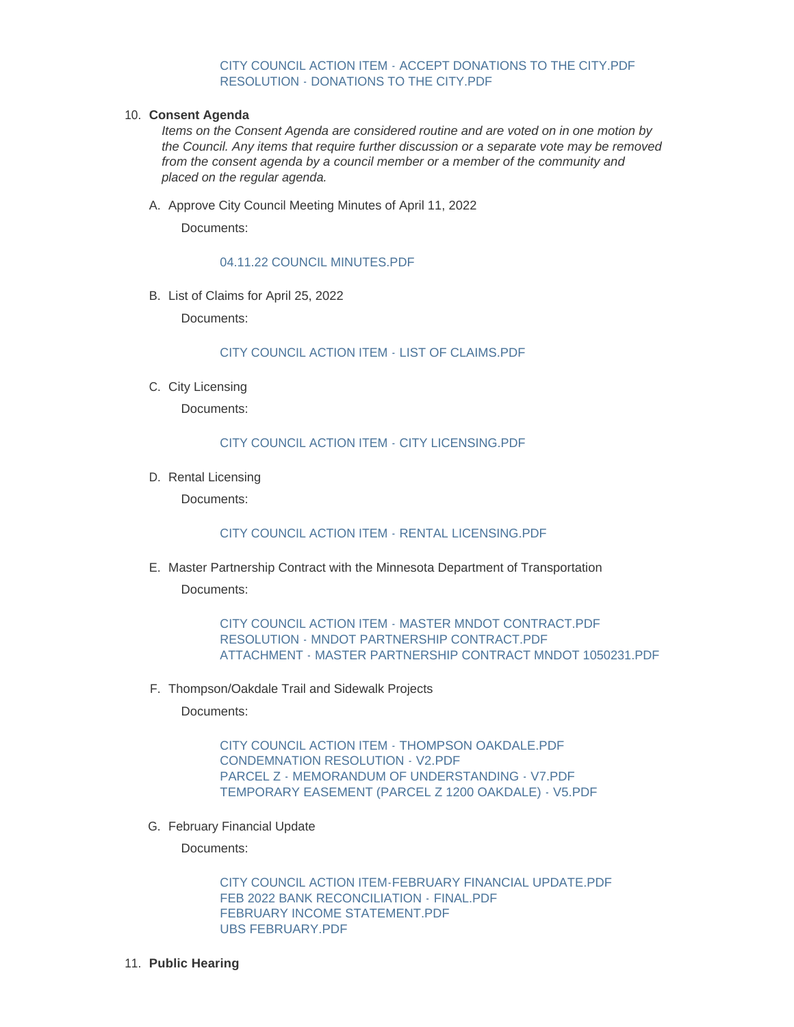CITY COUNCIL ACTION ITEM - ACCEPT DONATIONS TO THE CITY.PDF
RESOLUTION - DONATIONS TO THE CITY.PDF

10. **Consent Agenda**

    *Items on the Consent Agenda are considered routine and are voted on in one motion by the Council. Any items that require further discussion or a separate vote may be removed from the consent agenda by a council member or a member of the community and placed on the regular agenda.*

    A. Approve City Council Meeting Minutes of April 11, 2022

    Documents:

    04.11.22 COUNCIL MINUTES.PDF

    B. List of Claims for April 25, 2022

    Documents:

    CITY COUNCIL ACTION ITEM - LIST OF CLAIMS.PDF

    C. City Licensing

    Documents:

    CITY COUNCIL ACTION ITEM - CITY LICENSING.PDF

    D. Rental Licensing

    Documents:

    CITY COUNCIL ACTION ITEM - RENTAL LICENSING.PDF

    E. Master Partnership Contract with the Minnesota Department of Transportation

    Documents:

    CITY COUNCIL ACTION ITEM - MASTER MNDOT CONTRACT.PDF
    RESOLUTION - MNDOT PARTNERSHIP CONTRACT.PDF
    ATTACHMENT - MASTER PARTNERSHIP CONTRACT MNDOT 1050231.PDF

    F. Thompson/Oakdale Trail and Sidewalk Projects

    Documents:

    CITY COUNCIL ACTION ITEM - THOMPSON OAKDALE.PDF
    CONDEMNATION RESOLUTION - V2.PDF
    PARCEL Z - MEMORANDUM OF UNDERSTANDING - V7.PDF
    TEMPORARY EASEMENT (PARCEL Z 1200 OAKDALE) - V5.PDF

    G. February Financial Update

    Documents:

    CITY COUNCIL ACTION ITEM-FEBRUARY FINANCIAL UPDATE.PDF
    FEB 2022 BANK RECONCILIATION - FINAL.PDF
    FEBRUARY INCOME STATEMENT.PDF
    UBS FEBRUARY.PDF

11. **Public Hearing**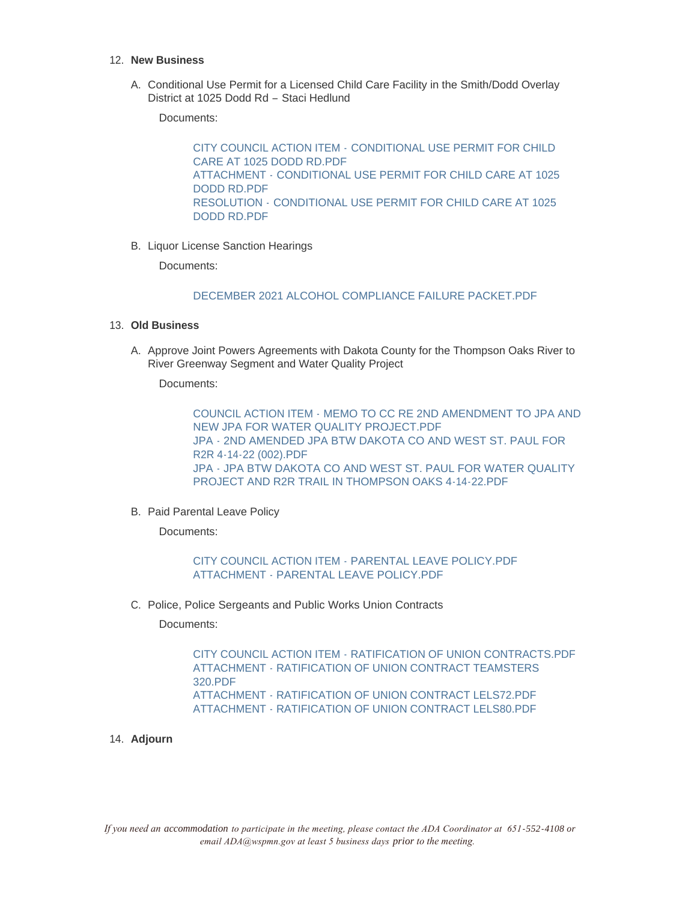12. **New Business**

    A. Conditional Use Permit for a Licensed Child Care Facility in the Smith/Dodd Overlay District at 1025 Dodd Rd – Staci Hedlund

    Documents:

    CITY COUNCIL ACTION ITEM - CONDITIONAL USE PERMIT FOR CHILD CARE AT 1025 DODD RD.PDF
    ATTACHMENT - CONDITIONAL USE PERMIT FOR CHILD CARE AT 1025 DODD RD.PDF
    RESOLUTION - CONDITIONAL USE PERMIT FOR CHILD CARE AT 1025 DODD RD.PDF

    B. Liquor License Sanction Hearings

    Documents:

    DECEMBER 2021 ALCOHOL COMPLIANCE FAILURE PACKET.PDF

13. **Old Business**

    A. Approve Joint Powers Agreements with Dakota County for the Thompson Oaks River to River Greenway Segment and Water Quality Project

    Documents:

    COUNCIL ACTION ITEM - MEMO TO CC RE 2ND AMENDMENT TO JPA AND NEW JPA FOR WATER QUALITY PROJECT.PDF
    JPA - 2ND AMENDED JPA BTW DAKOTA CO AND WEST ST. PAUL FOR R2R 4-14-22 (002).PDF
    JPA - JPA BTW DAKOTA CO AND WEST ST. PAUL FOR WATER QUALITY PROJECT AND R2R TRAIL IN THOMPSON OAKS 4-14-22.PDF

    B. Paid Parental Leave Policy

    Documents:

    CITY COUNCIL ACTION ITEM - PARENTAL LEAVE POLICY.PDF
    ATTACHMENT - PARENTAL LEAVE POLICY.PDF

    C. Police, Police Sergeants and Public Works Union Contracts

    Documents:

    CITY COUNCIL ACTION ITEM - RATIFICATION OF UNION CONTRACTS.PDF
    ATTACHMENT - RATIFICATION OF UNION CONTRACT TEAMSTERS 320.PDF
    ATTACHMENT - RATIFICATION OF UNION CONTRACT LELS72.PDF
    ATTACHMENT - RATIFICATION OF UNION CONTRACT LELS80.PDF

14. **Adjourn**

*If you need an accommodation to participate in the meeting, please contact the ADA Coordinator at 651-552-4108 or email ADA@wspmn.gov at least 5 business days prior to the meeting.*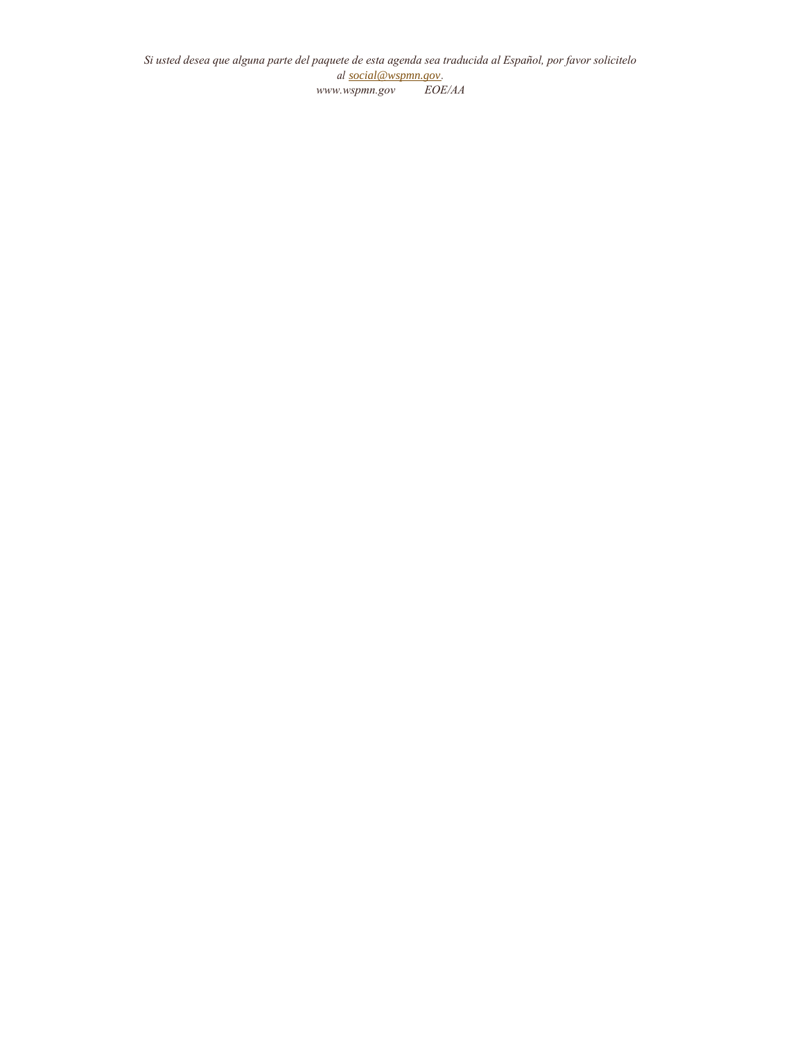*Si usted desea que alguna parte del paquete de esta agenda sea traducida al Español, por favor solicitelo al social@wspmn.gov.*
*www.wspmn.gov EOE/AA*